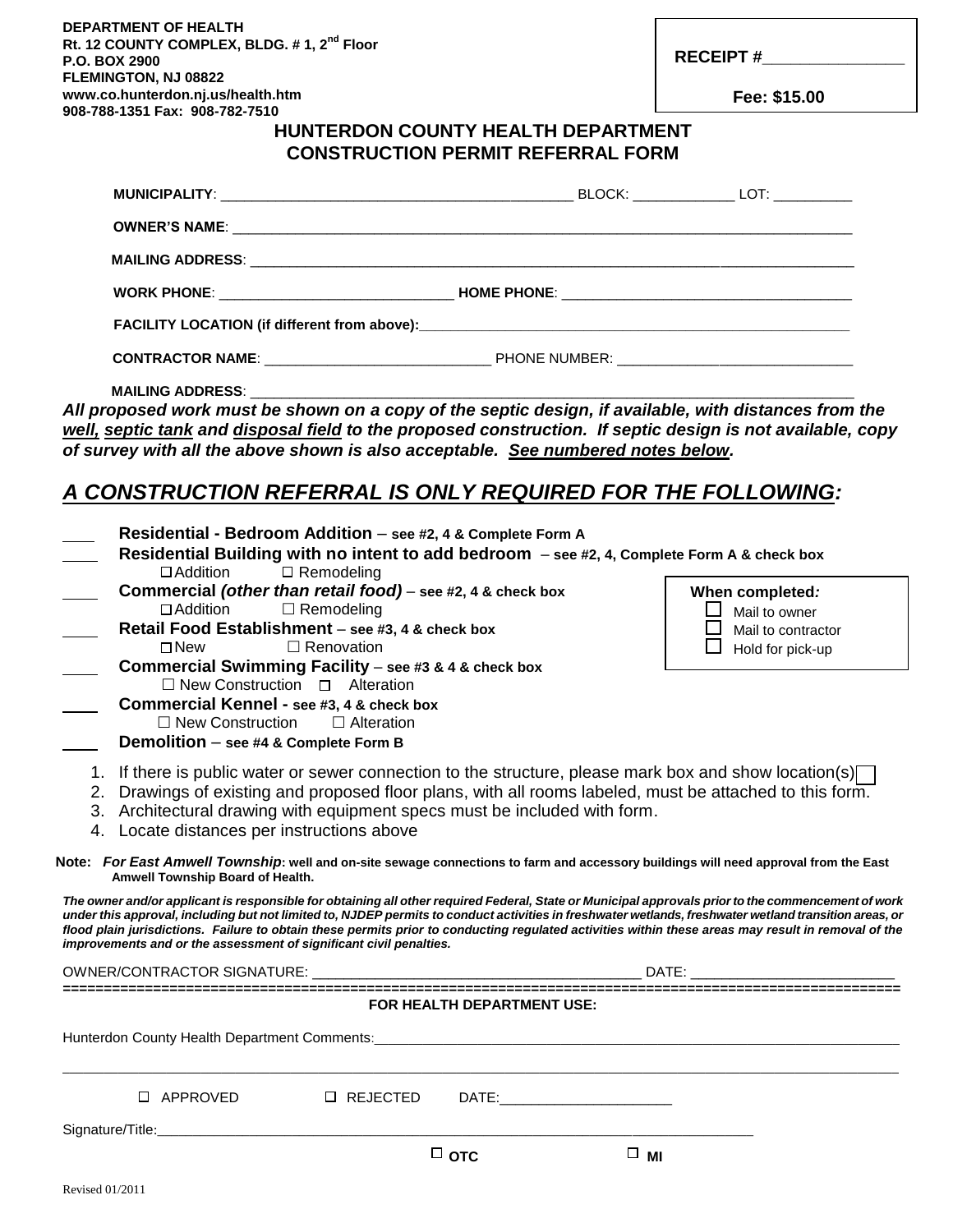**DEPARTMENT OF HEALTH**
**Rt. 12 COUNTY COMPLEX, BLDG. # 1, 2nd Floor**
**P.O. BOX 2900**
**FLEMINGTON, NJ 08822**
**www.co.hunterdon.nj.us/health.htm**
**908-788-1351 Fax: 908-782-7510**

**RECEIPT #________________**

**Fee: $15.00**

# HUNTERDON COUNTY HEALTH DEPARTMENT
# CONSTRUCTION PERMIT REFERRAL FORM

**MUNICIPALITY**: ____________________________________________ BLOCK: _____________ LOT: __________

**OWNER'S NAME**: ________________________________________________________________________________

**MAILING ADDRESS**: ______________________________________________________________________________

**WORK PHONE**: _____________________________ **HOME PHONE**: ____________________________________

**FACILITY LOCATION (if different from above):**__________________________________________________________

**CONTRACTOR NAME**: ____________________________ PHONE NUMBER: ______________________________

**MAILING ADDRESS**: ______________________________________________________________________________

***All proposed work must be shown on a copy of the septic design, if available, with distances from the <u>well,</u> <u>septic tank</u> and <u>disposal field</u> to the proposed construction. If septic design is not available, copy of survey with all the above shown is also acceptable. <u>See numbered notes below</u>.***

## *<u>A CONSTRUCTION REFERRAL IS ONLY REQUIRED FOR THE FOLLOWING:</u>*

____ **Residential - Bedroom Addition** – **see #2, 4 & Complete Form A**

____ **Residential Building with no intent to add bedroom** – **see #2, 4, Complete Form A & check box**
☐ Addition ☐ Remodeling

____ **Commercial *(other than retail food)*** – **see #2, 4 & check box**
☐ Addition ☐ Remodeling

____ **Retail Food Establishment** – **see #3, 4 & check box**
☐ New ☐ Renovation

____ **Commercial Swimming Facility** – **see #3 & 4 & check box**
☐ New Construction ☐ Alteration

____ **Commercial Kennel - see #3, 4 & check box**
☐ New Construction ☐ Alteration

____ **Demolition** – **see #4 & Complete Form B**

**When completed*:***
☐ Mail to owner
☐ Mail to contractor
☐ Hold for pick-up

1. If there is public water or sewer connection to the structure, please mark box and show location(s) ☐
2. Drawings of existing and proposed floor plans, with all rooms labeled, must be attached to this form.
3. Architectural drawing with equipment specs must be included with form.
4. Locate distances per instructions above

**Note:** ***For East Amwell Township*: well and on-site sewage connections to farm and accessory buildings will need approval from the East Amwell Township Board of Health.**

***The owner and/or applicant is responsible for obtaining all other required Federal, State or Municipal approvals prior to the commencement of work under this approval, including but not limited to, NJDEP permits to conduct activities in freshwater wetlands, freshwater wetland transition areas, or flood plain jurisdictions. Failure to obtain these permits prior to conducting regulated activities within these areas may result in removal of the improvements and or the assessment of significant civil penalties.***

OWNER/CONTRACTOR SIGNATURE: __________________________________________ DATE: _________________________

**FOR HEALTH DEPARTMENT USE:**

Hunterdon County Health Department Comments:______________________________________________________________

______________________________________________________________________________________________

☐ APPROVED ☐ REJECTED DATE:______________________

Signature/Title:___________________________________________________________________________

☐ **OTC** ☐ **MI**

Revised 01/2011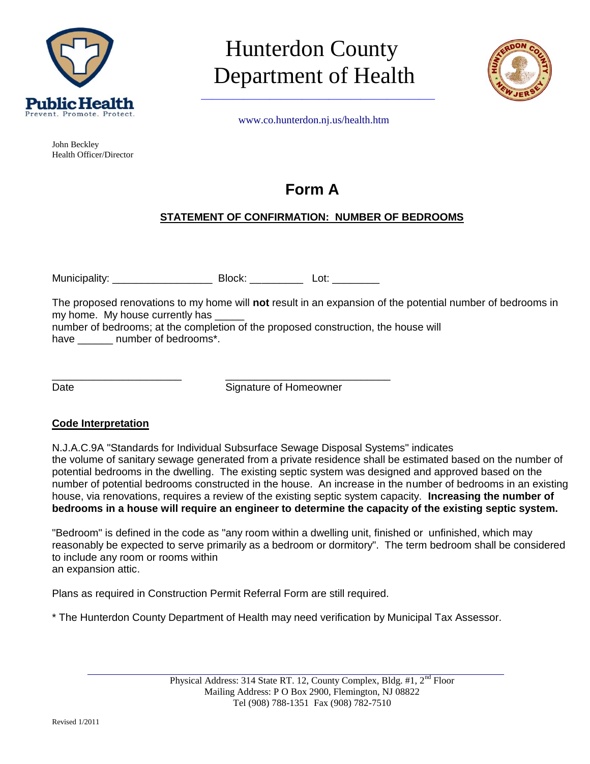# Hunterdon County Department of Health

www.co.hunterdon.nj.us/health.htm

John Beckley
Health Officer/Director

## Form A

**STATEMENT OF CONFIRMATION: NUMBER OF BEDROOMS**

Municipality: _________________ Block: _________ Lot: ________

The proposed renovations to my home will **not** result in an expansion of the potential number of bedrooms in my home. My house currently has _____ number of bedrooms; at the completion of the proposed construction, the house will have ______ number of bedrooms*.

______________________ ____________________________
Date Signature of Homeowner

**Code Interpretation**

N.J.A.C.9A "Standards for Individual Subsurface Sewage Disposal Systems" indicates the volume of sanitary sewage generated from a private residence shall be estimated based on the number of potential bedrooms in the dwelling. The existing septic system was designed and approved based on the number of potential bedrooms constructed in the house. An increase in the number of bedrooms in an existing house, via renovations, requires a review of the existing septic system capacity. **Increasing the number of bedrooms in a house will require an engineer to determine the capacity of the existing septic system.**

"Bedroom" is defined in the code as "any room within a dwelling unit, finished or unfinished, which may reasonably be expected to serve primarily as a bedroom or dormitory". The term bedroom shall be considered to include any room or rooms within an expansion attic.

Plans as required in Construction Permit Referral Form are still required.

* The Hunterdon County Department of Health may need verification by Municipal Tax Assessor.

Physical Address: 314 State RT. 12, County Complex, Bldg. #1, 2nd Floor
Mailing Address: P O Box 2900, Flemington, NJ 08822
Tel (908) 788-1351 Fax (908) 782-7510

Revised 1/2011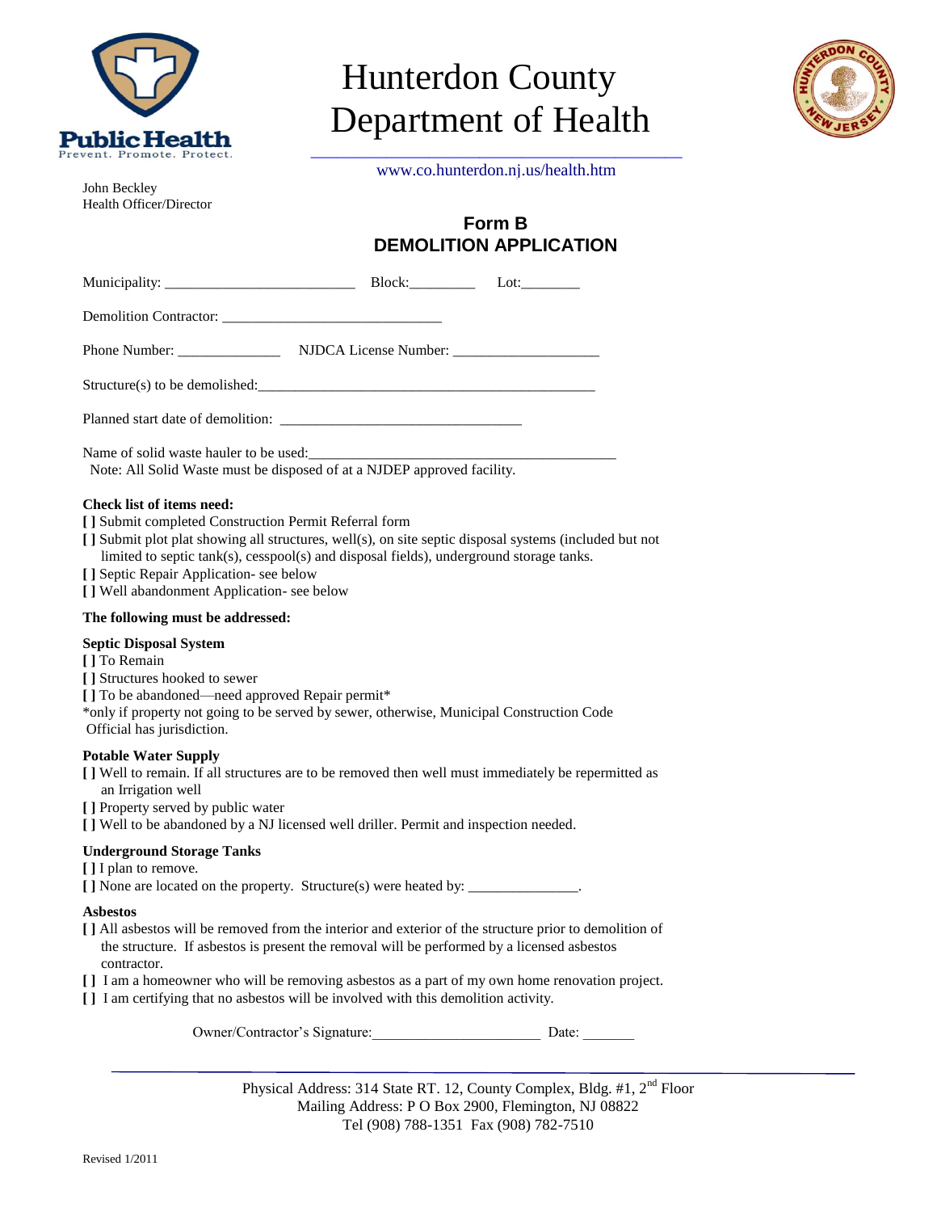Public Health
Prevent. Promote. Protect.

# Hunterdon County Department of Health

www.co.hunterdon.nj.us/health.htm

John Beckley
Health Officer/Director

## Form B
## DEMOLITION APPLICATION

Municipality: _________________________ Block:_________ Lot:________

Demolition Contractor: ______________________________

Phone Number: ______________ NJDCA License Number: ____________________

Structure(s) to be demolished:_______________________________________________

Planned start date of demolition: _________________________________

Name of solid waste hauler to be used:__________________________________________
Note: All Solid Waste must be disposed of at a NJDEP approved facility.

**Check list of items need:**

**[ ]** Submit completed Construction Permit Referral form
**[ ]** Submit plot plat showing all structures, well(s), on site septic disposal systems (included but not limited to septic tank(s), cesspool(s) and disposal fields), underground storage tanks.
**[ ]** Septic Repair Application- see below
**[ ]** Well abandonment Application- see below

**The following must be addressed:**

**Septic Disposal System**
**[ ]** To Remain
**[ ]** Structures hooked to sewer
**[ ]** To be abandoned—need approved Repair permit*
*only if property not going to be served by sewer, otherwise, Municipal Construction Code Official has jurisdiction.

**Potable Water Supply**
**[ ]** Well to remain. If all structures are to be removed then well must immediately be repermitted as an Irrigation well
**[ ]** Property served by public water
**[ ]** Well to be abandoned by a NJ licensed well driller. Permit and inspection needed.

**Underground Storage Tanks**
**[ ]** I plan to remove.
**[ ]** None are located on the property. Structure(s) were heated by: _______________.

**Asbestos**
**[ ]** All asbestos will be removed from the interior and exterior of the structure prior to demolition of the structure. If asbestos is present the removal will be performed by a licensed asbestos contractor.
**[ ]** I am a homeowner who will be removing asbestos as a part of my own home renovation project.
**[ ]** I am certifying that no asbestos will be involved with this demolition activity.

Owner/Contractor's Signature:_______________________ Date: _______

Physical Address: 314 State RT. 12, County Complex, Bldg. #1, 2nd Floor
Mailing Address: P O Box 2900, Flemington, NJ 08822
Tel (908) 788-1351 Fax (908) 782-7510

Revised 1/2011